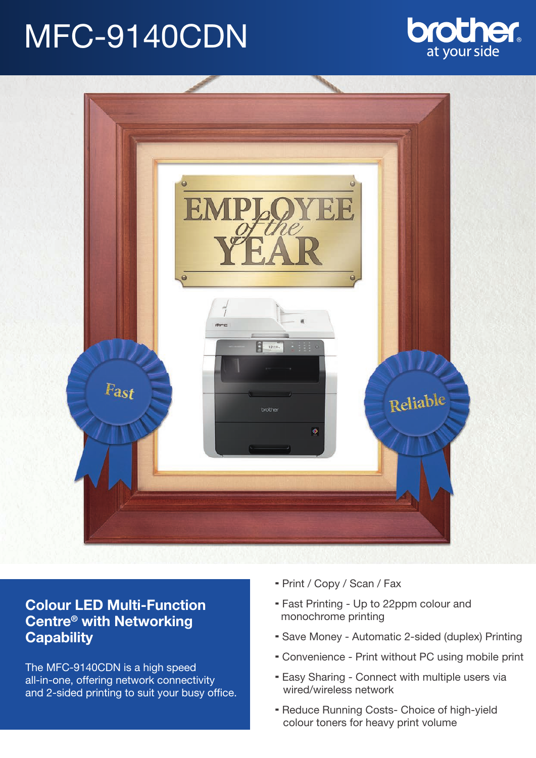# MFC-9140CDN

brother
at your side

## Colour LED Multi-Function Centre® with Networking Capability

The MFC-9140CDN is a high speed all-in-one, offering network connectivity and 2-sided printing to suit your busy office.

- Print / Copy / Scan / Fax
- Fast Printing - Up to 22ppm colour and monochrome printing
- Save Money - Automatic 2-sided (duplex) Printing
- Convenience - Print without PC using mobile print
- Easy Sharing - Connect with multiple users via wired/wireless network
- Reduce Running Costs- Choice of high-yield colour toners for heavy print volume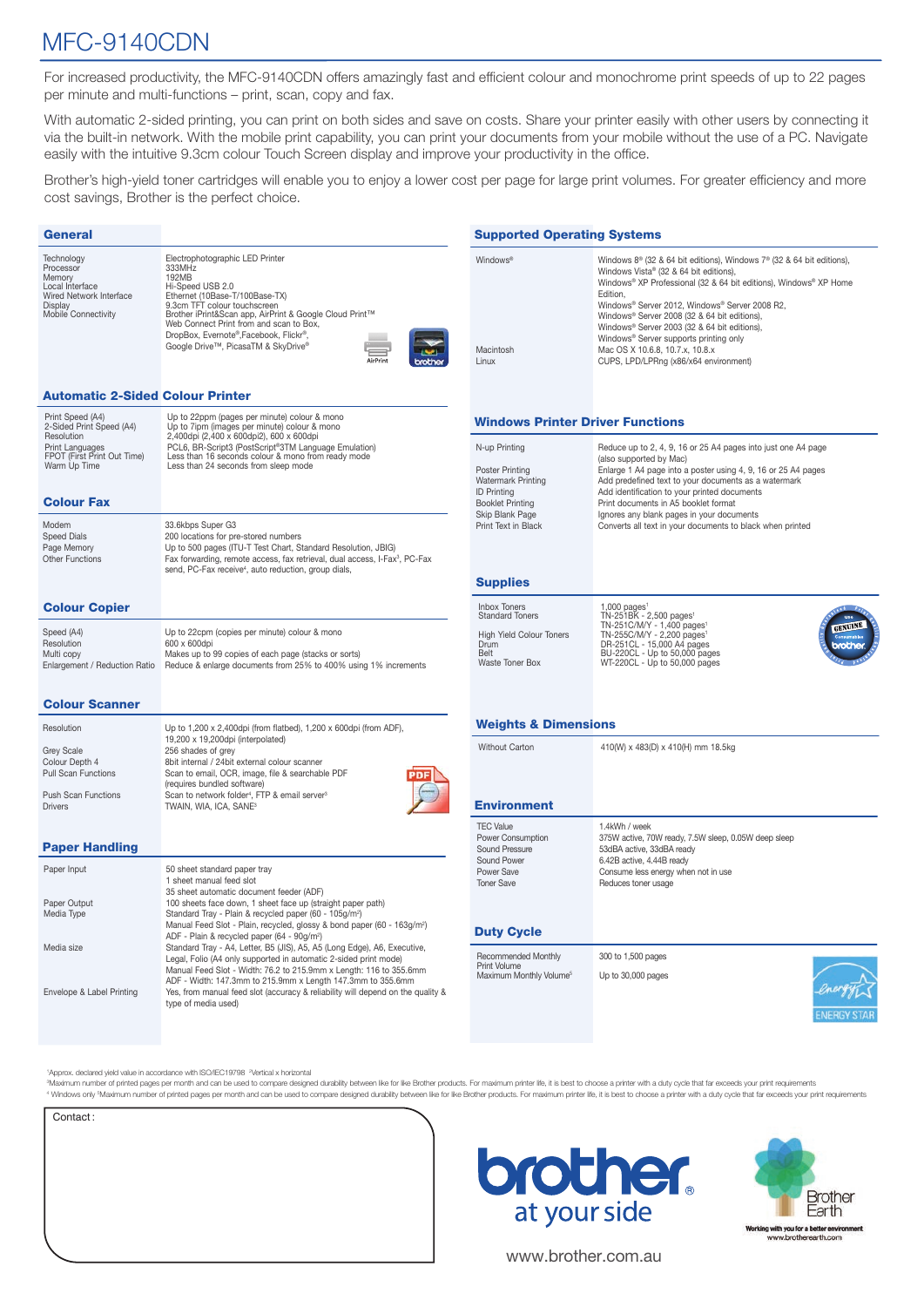# MFC-9140CDN

For increased productivity, the MFC-9140CDN offers amazingly fast and efficient colour and monochrome print speeds of up to 22 pages per minute and multi-functions – print, scan, copy and fax.

With automatic 2-sided printing, you can print on both sides and save on costs. Share your printer easily with other users by connecting it via the built-in network. With the mobile print capability, you can print your documents from your mobile without the use of a PC. Navigate easily with the intuitive 9.3cm colour Touch Screen display and improve your productivity in the office.

Brother's high-yield toner cartridges will enable you to enjoy a lower cost per page for large print volumes. For greater efficiency and more cost savings, Brother is the perfect choice.

## General

| | |
|---|---|
| Technology | Electrophotographic LED Printer |
| Processor | 333MHz |
| Memory | 192MB |
| Local Interface | Hi-Speed USB 2.0 |
| Wired Network Interface | Ethernet (10Base-T/100Base-TX) |
| Display | 9.3cm TFT colour touchscreen |
| Mobile Connectivity | Brother iPrint&Scan app, AirPrint & Google Cloud Print™ Web Connect Print from and scan to Box, DropBox, Evernote®, Facebook, Flickr®, Google Drive™, PicasaTM & SkyDrive® |

## Automatic 2-Sided Colour Printer

| | |
|---|---|
| Print Speed (A4) | Up to 22ppm (pages per minute) colour & mono |
| 2-Sided Print Speed (A4) | Up to 7ipm (images per minute) colour & mono |
| Resolution | 2,400dpi (2,400 x 600dpi2), 600 x 600dpi |
| Print Languages | PCL6, BR-Script3 (PostScript®3TM Language Emulation) |
| FPOT (First Print Out Time) | Less than 16 seconds colour & mono from ready mode |
| Warm Up Time | Less than 24 seconds from sleep mode |

## Colour Fax

| | |
|---|---|
| Modem | 33.6kbps Super G3 |
| Speed Dials | 200 locations for pre-stored numbers |
| Page Memory | Up to 500 pages (ITU-T Test Chart, Standard Resolution, JBIG) |
| Other Functions | Fax forwarding, remote access, fax retrieval, dual access, I-Fax[3], PC-Fax send, PC-Fax receive[4], auto reduction, group dials, |

## Colour Copier

| | |
|---|---|
| Speed (A4) | Up to 22cpm (copies per minute) colour & mono |
| Resolution | 600 x 600dpi |
| Multi copy | Makes up to 99 copies of each page (stacks or sorts) |
| Enlargement / Reduction Ratio | Reduce & enlarge documents from 25% to 400% using 1% increments |

## Colour Scanner

| | |
|---|---|
| Resolution | Up to 1,200 x 2,400dpi (from flatbed), 1,200 x 600dpi (from ADF), 19,200 x 19,200dpi (interpolated) |
| Grey Scale | 256 shades of grey |
| Colour Depth 4 | 8bit internal / 24bit external colour scanner |
| Pull Scan Functions | Scan to email, OCR, image, file & searchable PDF (requires bundled software) |
| Push Scan Functions | Scan to network folder[4], FTP & email server[3] |
| Drivers | TWAIN, WIA, ICA, SANE[3] |

## Paper Handling

| | |
|---|---|
| Paper Input | 50 sheet standard paper tray<br>1 sheet manual feed slot<br>35 sheet automatic document feeder (ADF) |
| Paper Output | 100 sheets face down, 1 sheet face up (straight paper path) |
| Media Type | Standard Tray - Plain & recycled paper (60 - 105g/m²)<br>Manual Feed Slot - Plain, recycled, glossy & bond paper (60 - 163g/m²)<br>ADF - Plain & recycled paper (64 - 90g/m²) |
| Media size | Standard Tray - A4, Letter, B5 (JIS), A5, A5 (Long Edge), A6, Executive, Legal, Folio (A4 only supported in automatic 2-sided print mode)<br>Manual Feed Slot - Width: 76.2 to 215.9mm x Length: 116 to 355.6mm<br>ADF - Width: 147.3mm to 215.9mm x Length 147.3mm to 355.6mm |
| Envelope & Label Printing | Yes, from manual feed slot (accuracy & reliability will depend on the quality & type of media used) |

## Supported Operating Systems

| | |
|---|---|
| Windows® | Windows 8® (32 & 64 bit editions), Windows 7® (32 & 64 bit editions), Windows Vista® (32 & 64 bit editions), Windows® XP Professional (32 & 64 bit editions), Windows® XP Home Edition, Windows® Server 2012, Windows® Server 2008 R2, Windows® Server 2008 (32 & 64 bit editions), Windows® Server 2003 (32 & 64 bit editions), Windows® Server supports printing only |
| Macintosh | Mac OS X 10.6.8, 10.7.x, 10.8.x |
| Linux | CUPS, LPD/LPRng (x86/x64 environment) |

## Windows Printer Driver Functions

| | |
|---|---|
| N-up Printing | Reduce up to 2, 4, 9, 16 or 25 A4 pages into just one A4 page (also supported by Mac) |
| Poster Printing | Enlarge 1 A4 page into a poster using 4, 9, 16 or 25 A4 pages |
| Watermark Printing | Add predefined text to your documents as a watermark |
| ID Printing | Add identification to your printed documents |
| Booklet Printing | Print documents in A5 booklet format |
| Skip Blank Page | Ignores any blank pages in your documents |
| Print Text in Black | Converts all text in your documents to black when printed |

## Supplies

| | |
|---|---|
| Inbox Toners | 1,000 pages[1] |
| Standard Toners | TN-251BK - 2,500 pages[1]<br>TN-251C/M/Y - 1,400 pages[1] |
| High Yield Colour Toners | TN-255C/M/Y - 2,200 pages[1] |
| Drum | DR-251CL - 15,000 A4 pages |
| Belt | BU-220CL - Up to 50,000 pages |
| Waste Toner Box | WT-220CL - Up to 50,000 pages |

## Weights & Dimensions

| | |
|---|---|
| Without Carton | 410(W) x 483(D) x 410(H) mm 18.5kg |

## Environment

| | |
|---|---|
| TEC Value | 1.4kWh / week |
| Power Consumption | 375W active, 70W ready, 7.5W sleep, 0.05W deep sleep |
| Sound Pressure | 53dBA active, 33dBA ready |
| Sound Power | 6.42B active, 4.44B ready |
| Power Save | Consume less energy when not in use |
| Toner Save | Reduces toner usage |

## Duty Cycle

| | |
|---|---|
| Recommended Monthly Print Volume | 300 to 1,500 pages |
| Maximum Monthly Volume[5] | Up to 30,000 pages |

[1]Approx. declared yield value in accordance with ISO/IEC19798 [2]Vertical x horizontal
[3]Maximum number of printed pages per month and can be used to compare designed durability between like for like Brother products. For maximum printer life, it is best to choose a printer with a duty cycle that far exceeds your print requirements
[4] Windows only [5]Maximum number of printed pages per month and can be used to compare designed durability between like for like Brother products. For maximum printer life, it is best to choose a printer with a duty cycle that far exceeds your print requirements

Contact :

brother at your side

Brother Earth
Working with you for a better environment
www.brotherearth.com

www.brother.com.au